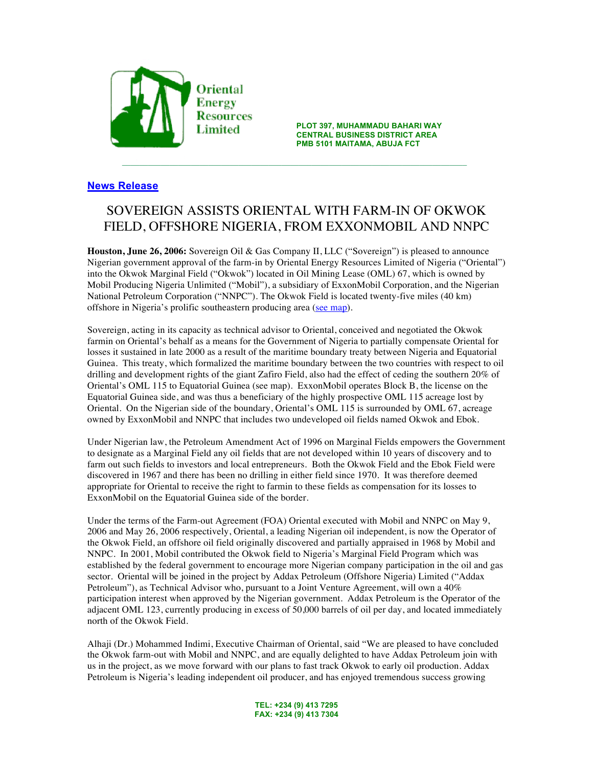Oriental Energy Resources Limited

PLOT 397, MUHAMMADU BAHARI WAY
CENTRAL BUSINESS DISTRICT AREA
PMB 5101 MAITAMA, ABUJA FCT

**News Release**

# SOVEREIGN ASSISTS ORIENTAL WITH FARM-IN OF OKWOK FIELD, OFFSHORE NIGERIA, FROM EXXONMOBIL AND NNPC

**Houston, June 26, 2006:** Sovereign Oil & Gas Company II, LLC ("Sovereign") is pleased to announce Nigerian government approval of the farm-in by Oriental Energy Resources Limited of Nigeria ("Oriental") into the Okwok Marginal Field ("Okwok") located in Oil Mining Lease (OML) 67, which is owned by Mobil Producing Nigeria Unlimited ("Mobil"), a subsidiary of ExxonMobil Corporation, and the Nigerian National Petroleum Corporation ("NNPC"). The Okwok Field is located twenty-five miles (40 km) offshore in Nigeria's prolific southeastern producing area (see map).

Sovereign, acting in its capacity as technical advisor to Oriental, conceived and negotiated the Okwok farmin on Oriental's behalf as a means for the Government of Nigeria to partially compensate Oriental for losses it sustained in late 2000 as a result of the maritime boundary treaty between Nigeria and Equatorial Guinea. This treaty, which formalized the maritime boundary between the two countries with respect to oil drilling and development rights of the giant Zafiro Field, also had the effect of ceding the southern 20% of Oriental's OML 115 to Equatorial Guinea (see map). ExxonMobil operates Block B, the license on the Equatorial Guinea side, and was thus a beneficiary of the highly prospective OML 115 acreage lost by Oriental. On the Nigerian side of the boundary, Oriental's OML 115 is surrounded by OML 67, acreage owned by ExxonMobil and NNPC that includes two undeveloped oil fields named Okwok and Ebok.

Under Nigerian law, the Petroleum Amendment Act of 1996 on Marginal Fields empowers the Government to designate as a Marginal Field any oil fields that are not developed within 10 years of discovery and to farm out such fields to investors and local entrepreneurs. Both the Okwok Field and the Ebok Field were discovered in 1967 and there has been no drilling in either field since 1970. It was therefore deemed appropriate for Oriental to receive the right to farmin to these fields as compensation for its losses to ExxonMobil on the Equatorial Guinea side of the border.

Under the terms of the Farm-out Agreement (FOA) Oriental executed with Mobil and NNPC on May 9, 2006 and May 26, 2006 respectively, Oriental, a leading Nigerian oil independent, is now the Operator of the Okwok Field, an offshore oil field originally discovered and partially appraised in 1968 by Mobil and NNPC. In 2001, Mobil contributed the Okwok field to Nigeria's Marginal Field Program which was established by the federal government to encourage more Nigerian company participation in the oil and gas sector. Oriental will be joined in the project by Addax Petroleum (Offshore Nigeria) Limited ("Addax Petroleum"), as Technical Advisor who, pursuant to a Joint Venture Agreement, will own a 40% participation interest when approved by the Nigerian government. Addax Petroleum is the Operator of the adjacent OML 123, currently producing in excess of 50,000 barrels of oil per day, and located immediately north of the Okwok Field.

Alhaji (Dr.) Mohammed Indimi, Executive Chairman of Oriental, said "We are pleased to have concluded the Okwok farm-out with Mobil and NNPC, and are equally delighted to have Addax Petroleum join with us in the project, as we move forward with our plans to fast track Okwok to early oil production. Addax Petroleum is Nigeria's leading independent oil producer, and has enjoyed tremendous success growing

TEL: +234 (9) 413 7295
FAX: +234 (9) 413 7304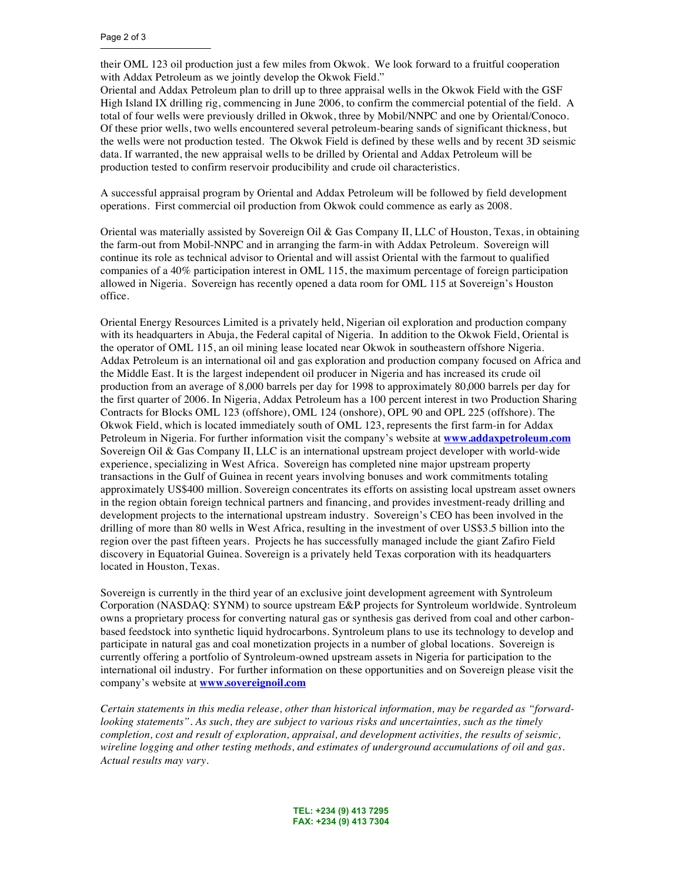their OML 123 oil production just a few miles from Okwok. We look forward to a fruitful cooperation with Addax Petroleum as we jointly develop the Okwok Field."

Oriental and Addax Petroleum plan to drill up to three appraisal wells in the Okwok Field with the GSF High Island IX drilling rig, commencing in June 2006, to confirm the commercial potential of the field. A total of four wells were previously drilled in Okwok, three by Mobil/NNPC and one by Oriental/Conoco. Of these prior wells, two wells encountered several petroleum-bearing sands of significant thickness, but the wells were not production tested. The Okwok Field is defined by these wells and by recent 3D seismic data. If warranted, the new appraisal wells to be drilled by Oriental and Addax Petroleum will be production tested to confirm reservoir producibility and crude oil characteristics.

A successful appraisal program by Oriental and Addax Petroleum will be followed by field development operations. First commercial oil production from Okwok could commence as early as 2008.

Oriental was materially assisted by Sovereign Oil & Gas Company II, LLC of Houston, Texas, in obtaining the farm-out from Mobil-NNPC and in arranging the farm-in with Addax Petroleum. Sovereign will continue its role as technical advisor to Oriental and will assist Oriental with the farmout to qualified companies of a 40% participation interest in OML 115, the maximum percentage of foreign participation allowed in Nigeria. Sovereign has recently opened a data room for OML 115 at Sovereign's Houston office.

Oriental Energy Resources Limited is a privately held, Nigerian oil exploration and production company with its headquarters in Abuja, the Federal capital of Nigeria. In addition to the Okwok Field, Oriental is the operator of OML 115, an oil mining lease located near Okwok in southeastern offshore Nigeria. Addax Petroleum is an international oil and gas exploration and production company focused on Africa and the Middle East. It is the largest independent oil producer in Nigeria and has increased its crude oil production from an average of 8,000 barrels per day for 1998 to approximately 80,000 barrels per day for the first quarter of 2006. In Nigeria, Addax Petroleum has a 100 percent interest in two Production Sharing Contracts for Blocks OML 123 (offshore), OML 124 (onshore), OPL 90 and OPL 225 (offshore). The Okwok Field, which is located immediately south of OML 123, represents the first farm-in for Addax Petroleum in Nigeria. For further information visit the company's website at **[www.addaxpetroleum.com](http://www.addaxpetroleum.com)**
Sovereign Oil & Gas Company II, LLC is an international upstream project developer with world-wide experience, specializing in West Africa. Sovereign has completed nine major upstream property transactions in the Gulf of Guinea in recent years involving bonuses and work commitments totaling approximately US$400 million. Sovereign concentrates its efforts on assisting local upstream asset owners in the region obtain foreign technical partners and financing, and provides investment-ready drilling and development projects to the international upstream industry. Sovereign's CEO has been involved in the drilling of more than 80 wells in West Africa, resulting in the investment of over US$3.5 billion into the region over the past fifteen years. Projects he has successfully managed include the giant Zafiro Field discovery in Equatorial Guinea. Sovereign is a privately held Texas corporation with its headquarters located in Houston, Texas.

Sovereign is currently in the third year of an exclusive joint development agreement with Syntroleum Corporation (NASDAQ: SYNM) to source upstream E&P projects for Syntroleum worldwide. Syntroleum owns a proprietary process for converting natural gas or synthesis gas derived from coal and other carbon-based feedstock into synthetic liquid hydrocarbons. Syntroleum plans to use its technology to develop and participate in natural gas and coal monetization projects in a number of global locations. Sovereign is currently offering a portfolio of Syntroleum-owned upstream assets in Nigeria for participation to the international oil industry. For further information on these opportunities and on Sovereign please visit the company's website at **[www.sovereignoil.com](http://www.sovereignoil.com)**

*Certain statements in this media release, other than historical information, may be regarded as "forward-looking statements". As such, they are subject to various risks and uncertainties, such as the timely completion, cost and result of exploration, appraisal, and development activities, the results of seismic, wireline logging and other testing methods, and estimates of underground accumulations of oil and gas. Actual results may vary.*

**TEL: +234 (9) 413 7295**
**FAX: +234 (9) 413 7304**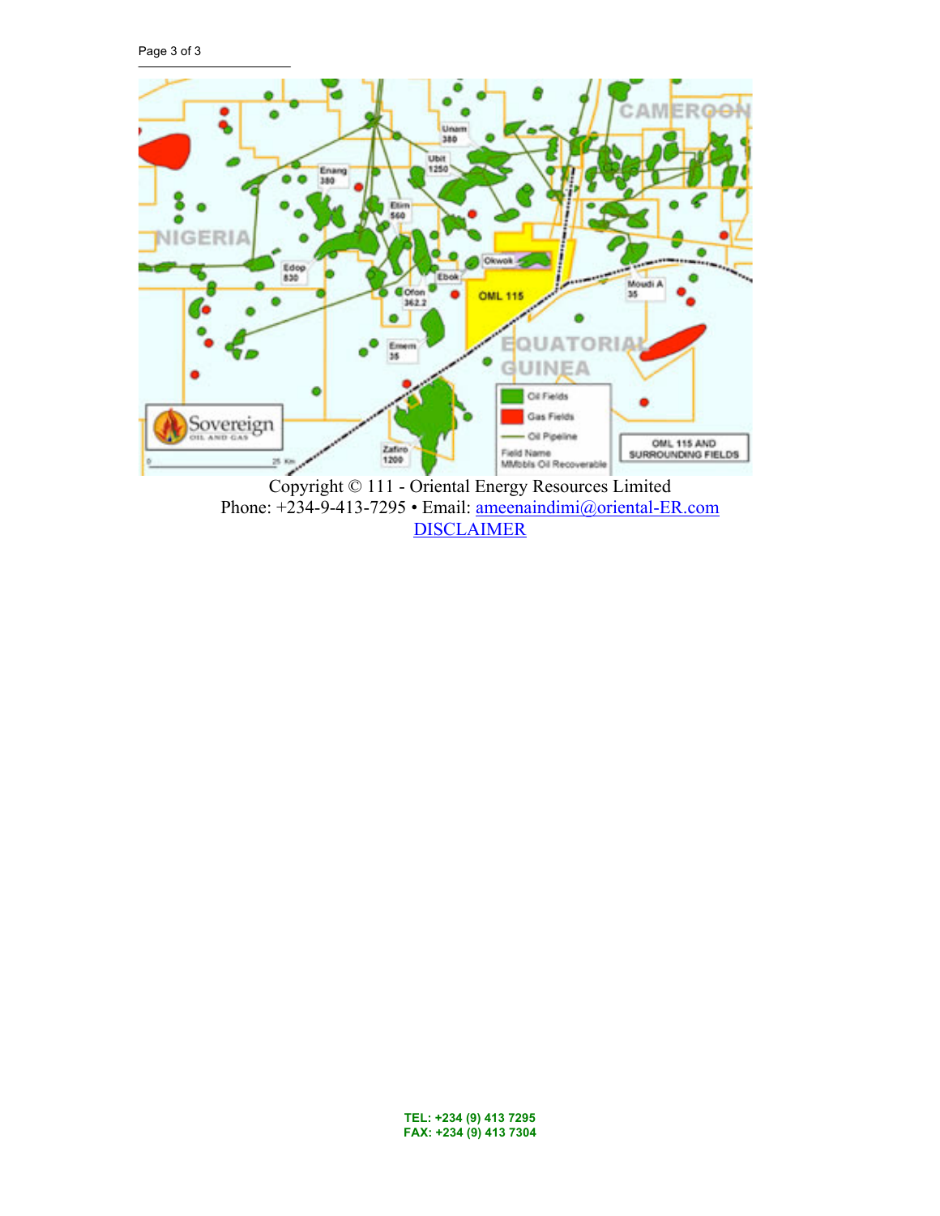CAMEROON

NIGERIA

Unam 380

Ubit 1250

Enang 380

Etim 560

Edop 830

Okwok

Ebok

Ofon 362.2

OML 115

Moudi A 35

Emem 35

EQUATORIAL GUINEA

Zafiro 1200

Sovereign OIL AND GAS

0 25 Km

Oil Fields

Gas Fields

Oil Pipeline

Field Name

MMbbls Oil Recoverable

OML 115 AND SURROUNDING FIELDS

Copyright © 111 - Oriental Energy Resources Limited
Phone: +234-9-413-7295 • Email: ameenaindimi@oriental-ER.com
DISCLAIMER

**TEL: +234 (9) 413 7295**
**FAX: +234 (9) 413 7304**